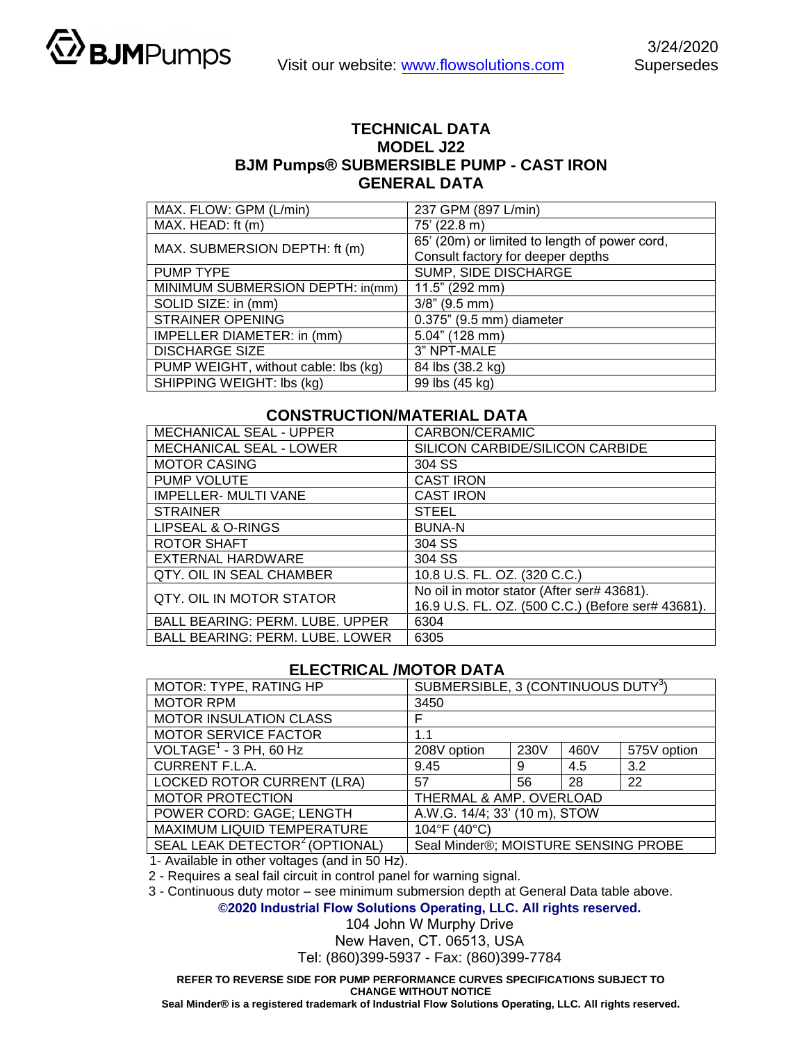BJMPumps

Visit our website: www.flowsolutions.com

3/24/2020
Supersedes

# TECHNICAL DATA
## MODEL J22
## BJM Pumps® SUBMERSIBLE PUMP - CAST IRON
## GENERAL DATA

| | |
|---|---|
| MAX. FLOW: GPM (L/min) | 237 GPM (897 L/min) |
| MAX. HEAD: ft (m) | 75' (22.8 m) |
| MAX. SUBMERSION DEPTH: ft (m) | 65' (20m) or limited to length of power cord, Consult factory for deeper depths |
| PUMP TYPE | SUMP, SIDE DISCHARGE |
| MINIMUM SUBMERSION DEPTH: in(mm) | 11.5" (292 mm) |
| SOLID SIZE: in (mm) | 3/8" (9.5 mm) |
| STRAINER OPENING | 0.375" (9.5 mm) diameter |
| IMPELLER DIAMETER: in (mm) | 5.04" (128 mm) |
| DISCHARGE SIZE | 3" NPT-MALE |
| PUMP WEIGHT, without cable: lbs (kg) | 84 lbs (38.2 kg) |
| SHIPPING WEIGHT: lbs (kg) | 99 lbs (45 kg) |

## CONSTRUCTION/MATERIAL DATA

| | |
|---|---|
| MECHANICAL SEAL - UPPER | CARBON/CERAMIC |
| MECHANICAL SEAL - LOWER | SILICON CARBIDE/SILICON CARBIDE |
| MOTOR CASING | 304 SS |
| PUMP VOLUTE | CAST IRON |
| IMPELLER- MULTI VANE | CAST IRON |
| STRAINER | STEEL |
| LIPSEAL & O-RINGS | BUNA-N |
| ROTOR SHAFT | 304 SS |
| EXTERNAL HARDWARE | 304 SS |
| QTY. OIL IN SEAL CHAMBER | 10.8 U.S. FL. OZ. (320 C.C.) |
| QTY. OIL IN MOTOR STATOR | No oil in motor stator (After ser# 43681). 16.9 U.S. FL. OZ. (500 C.C.) (Before ser# 43681). |
| BALL BEARING: PERM. LUBE. UPPER | 6304 |
| BALL BEARING: PERM. LUBE. LOWER | 6305 |

## ELECTRICAL /MOTOR DATA

| | | | | |
|---|---|---|---|---|
| MOTOR: TYPE, RATING HP | SUBMERSIBLE, 3 (CONTINUOUS DUTY[3]) | | | |
| MOTOR RPM | 3450 | | | |
| MOTOR INSULATION CLASS | F | | | |
| MOTOR SERVICE FACTOR | 1.1 | | | |
| VOLTAGE[1] - 3 PH, 60 Hz | 208V option | 230V | 460V | 575V option |
| CURRENT F.L.A. | 9.45 | 9 | 4.5 | 3.2 |
| LOCKED ROTOR CURRENT (LRA) | 57 | 56 | 28 | 22 |
| MOTOR PROTECTION | THERMAL & AMP. OVERLOAD | | | |
| POWER CORD: GAGE; LENGTH | A.W.G. 14/4; 33' (10 m), STOW | | | |
| MAXIMUM LIQUID TEMPERATURE | 104°F (40°C) | | | |
| SEAL LEAK DETECTOR[2] (OPTIONAL) | Seal Minder®; MOISTURE SENSING PROBE | | | |

1- Available in other voltages (and in 50 Hz).
2 - Requires a seal fail circuit in control panel for warning signal.
3 - Continuous duty motor – see minimum submersion depth at General Data table above.

**©2020 Industrial Flow Solutions Operating, LLC. All rights reserved.**

104 John W Murphy Drive
New Haven, CT. 06513, USA
Tel: (860)399-5937 - Fax: (860)399-7784

**REFER TO REVERSE SIDE FOR PUMP PERFORMANCE CURVES SPECIFICATIONS SUBJECT TO CHANGE WITHOUT NOTICE**

**Seal Minder® is a registered trademark of Industrial Flow Solutions Operating, LLC. All rights reserved.**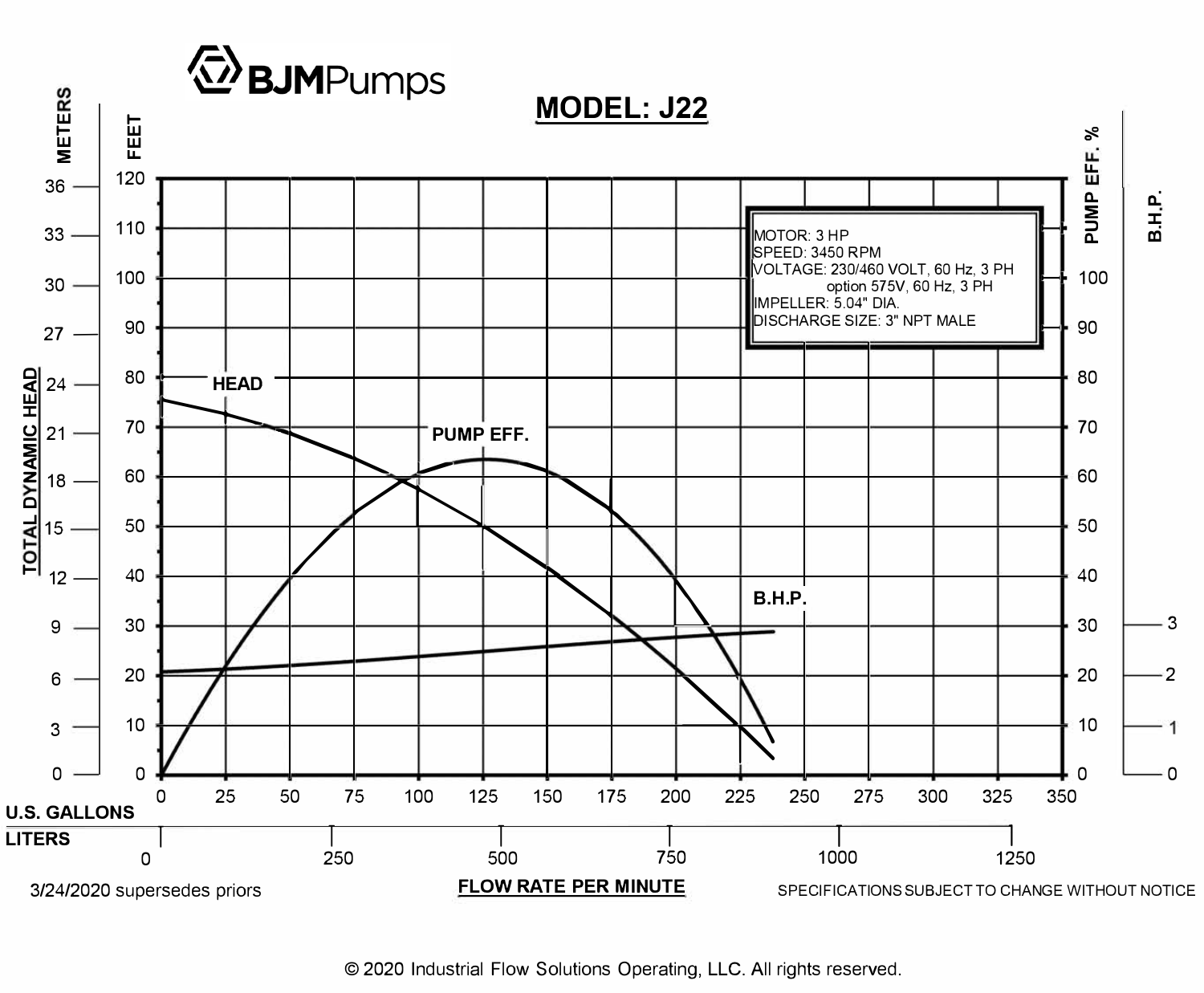BJMPumps

# MODEL: J22

MOTOR: 3 HP
SPEED: 3450 RPM
VOLTAGE: 230/460 VOLT, 60 Hz, 3 PH
option 575V, 60 Hz, 3 PH
IMPELLER: 5.04" DIA.
DISCHARGE SIZE: 3" NPT MALE

METERS
FEET
TOTAL DYNAMIC HEAD
PUMP EFF. %
B.H.P.

HEAD
PUMP EFF.
B.H.P.

METERS: 0, 3, 6, 9, 12, 15, 18, 21, 24, 27, 30, 33, 36
FEET: 0, 10, 20, 30, 40, 50, 60, 70, 80, 90, 100, 110, 120
PUMP EFF. %: 0, 10, 20, 30, 40, 50, 60, 70, 80, 90, 100
B.H.P.: 0, 1, 2, 3

U.S. GALLONS: 0, 25, 50, 75, 100, 125, 150, 175, 200, 225, 250, 275, 300, 325, 350
LITERS: 0, 250, 500, 750, 1000, 1250

FLOW RATE PER MINUTE

3/24/2020 supersedes priors

SPECIFICATIONS SUBJECT TO CHANGE WITHOUT NOTICE

© 2020 Industrial Flow Solutions Operating, LLC. All rights reserved.